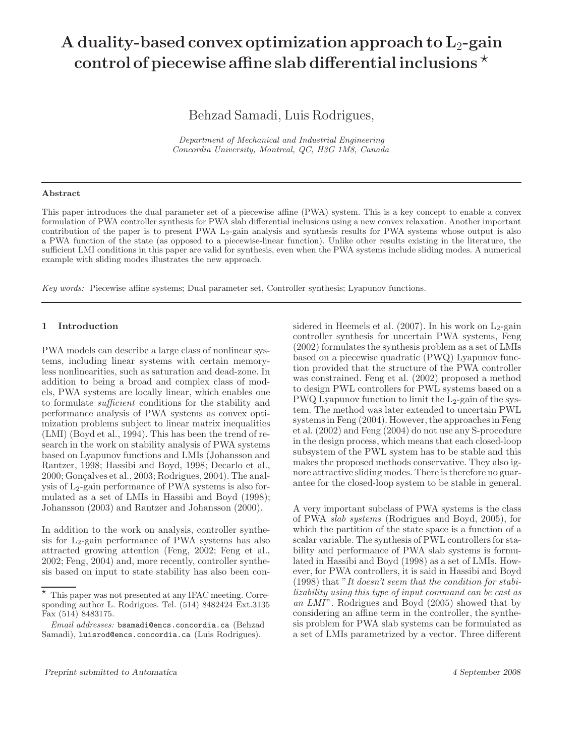# A duality-based convex optimization approach to $L_2$-gain control of piecewise affine slab differential inclusions ⋆

Behzad Samadi, Luis Rodrigues,

*Department of Mechanical and Industrial Engineering*
*Concordia University, Montreal, QC, H3G 1M8, Canada*

---

**Abstract**

This paper introduces the dual parameter set of a piecewise affine (PWA) system. This is a key concept to enable a convex formulation of PWA controller synthesis for PWA slab differential inclusions using a new convex relaxation. Another important contribution of the paper is to present PWA $L_2$-gain analysis and synthesis results for PWA systems whose output is also a PWA function of the state (as opposed to a piecewise-linear function). Unlike other results existing in the literature, the sufficient LMI conditions in this paper are valid for synthesis, even when the PWA systems include sliding modes. A numerical example with sliding modes illustrates the new approach.

*Key words:* Piecewise affine systems; Dual parameter set, Controller synthesis; Lyapunov functions.

---

## 1 Introduction

PWA models can describe a large class of nonlinear systems, including linear systems with certain memoryless nonlinearities, such as saturation and dead-zone. In addition to being a broad and complex class of models, PWA systems are locally linear, which enables one to formulate *sufficient* conditions for the stability and performance analysis of PWA systems as convex optimization problems subject to linear matrix inequalities (LMI) (Boyd et al., 1994). This has been the trend of research in the work on stability analysis of PWA systems based on Lyapunov functions and LMIs (Johansson and Rantzer, 1998; Hassibi and Boyd, 1998; Decarlo et al., 2000; Gonçalves et al., 2003; Rodrigues, 2004). The analysis of $L_2$-gain performance of PWA systems is also formulated as a set of LMIs in Hassibi and Boyd (1998); Johansson (2003) and Rantzer and Johansson (2000).

In addition to the work on analysis, controller synthesis for $L_2$-gain performance of PWA systems has also attracted growing attention (Feng, 2002; Feng et al., 2002; Feng, 2004) and, more recently, controller synthesis based on input to state stability has also been considered in Heemels et al. (2007). In his work on $L_2$-gain controller synthesis for uncertain PWA systems, Feng (2002) formulates the synthesis problem as a set of LMIs based on a piecewise quadratic (PWQ) Lyapunov function provided that the structure of the PWA controller was constrained. Feng et al. (2002) proposed a method to design PWL controllers for PWL systems based on a PWQ Lyapunov function to limit the $L_2$-gain of the system. The method was later extended to uncertain PWL systems in Feng (2004). However, the approaches in Feng et al. (2002) and Feng (2004) do not use any S-procedure in the design process, which means that each closed-loop subsystem of the PWL system has to be stable and this makes the proposed methods conservative. They also ignore attractive sliding modes. There is therefore no guarantee for the closed-loop system to be stable in general.

A very important subclass of PWA systems is the class of PWA *slab systems* (Rodrigues and Boyd, 2005), for which the partition of the state space is a function of a scalar variable. The synthesis of PWL controllers for stability and performance of PWA slab systems is formulated in Hassibi and Boyd (1998) as a set of LMIs. However, for PWA controllers, it is said in Hassibi and Boyd (1998) that "*It doesn't seem that the condition for stabilizability using this type of input command can be cast as an LMI*". Rodrigues and Boyd (2005) showed that by considering an affine term in the controller, the synthesis problem for PWA slab systems can be formulated as a set of LMIs parametrized by a vector. Three different

---

⋆ This paper was not presented at any IFAC meeting. Corresponding author L. Rodrigues. Tel. (514) 8482424 Ext.3135 Fax (514) 8483175.

*Email addresses:* bsamadi@encs.concordia.ca (Behzad Samadi), luisrod@encs.concordia.ca (Luis Rodrigues).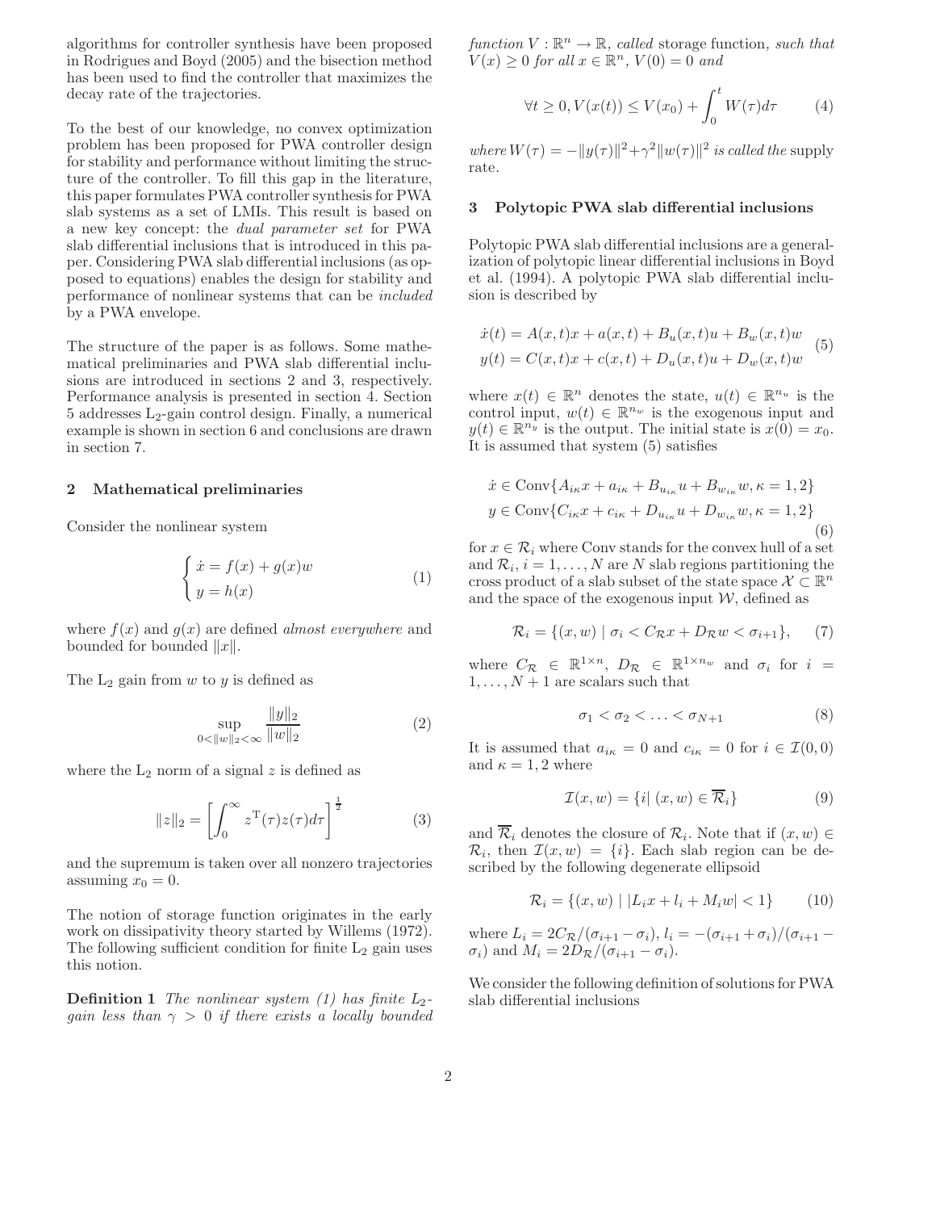algorithms for controller synthesis have been proposed in Rodrigues and Boyd (2005) and the bisection method has been used to find the controller that maximizes the decay rate of the trajectories.

To the best of our knowledge, no convex optimization problem has been proposed for PWA controller design for stability and performance without limiting the structure of the controller. To fill this gap in the literature, this paper formulates PWA controller synthesis for PWA slab systems as a set of LMIs. This result is based on a new key concept: the *dual parameter set* for PWA slab differential inclusions that is introduced in this paper. Considering PWA slab differential inclusions (as opposed to equations) enables the design for stability and performance of nonlinear systems that can be *included* by a PWA envelope.

The structure of the paper is as follows. Some mathematical preliminaries and PWA slab differential inclusions are introduced in sections 2 and 3, respectively. Performance analysis is presented in section 4. Section 5 addresses $L_2$-gain control design. Finally, a numerical example is shown in section 6 and conclusions are drawn in section 7.

## 2 Mathematical preliminaries

Consider the nonlinear system

$$\begin{cases} \dot{x} = f(x) + g(x)w \\ y = h(x) \end{cases} \tag{1}$$

where $f(x)$ and $g(x)$ are defined *almost everywhere* and bounded for bounded $\|x\|$.

The $L_2$ gain from $w$ to $y$ is defined as

$$\sup_{0<\|w\|_2<\infty} \frac{\|y\|_2}{\|w\|_2} \tag{2}$$

where the $L_2$ norm of a signal $z$ is defined as

$$\|z\|_2 = \left[\int_0^\infty z^{\mathrm{T}}(\tau)z(\tau)d\tau\right]^{\frac{1}{2}} \tag{3}$$

and the supremum is taken over all nonzero trajectories assuming $x_0 = 0$.

The notion of storage function originates in the early work on dissipativity theory started by Willems (1972). The following sufficient condition for finite $L_2$ gain uses this notion.

**Definition 1** *The nonlinear system (1) has finite $L_2$-gain less than $\gamma > 0$ if there exists a locally bounded function $V : \mathbb{R}^n \to \mathbb{R}$, called* storage function*, such that $V(x) \geq 0$ for all $x \in \mathbb{R}^n$, $V(0) = 0$ and*

$$\forall t \geq 0, V(x(t)) \leq V(x_0) + \int_0^t W(\tau)d\tau \tag{4}$$

*where $W(\tau) = -\|y(\tau)\|^2+\gamma^2\|w(\tau)\|^2$ is called the* supply rate.

## 3 Polytopic PWA slab differential inclusions

Polytopic PWA slab differential inclusions are a generalization of polytopic linear differential inclusions in Boyd et al. (1994). A polytopic PWA slab differential inclusion is described by

$$\begin{aligned} \dot{x}(t) &= A(x,t)x + a(x,t) + B_u(x,t)u + B_w(x,t)w \\ y(t) &= C(x,t)x + c(x,t) + D_u(x,t)u + D_w(x,t)w \end{aligned} \tag{5}$$

where $x(t) \in \mathbb{R}^n$ denotes the state, $u(t) \in \mathbb{R}^{n_u}$ is the control input, $w(t) \in \mathbb{R}^{n_w}$ is the exogenous input and $y(t) \in \mathbb{R}^{n_y}$ is the output. The initial state is $x(0) = x_0$. It is assumed that system (5) satisfies

$$\begin{aligned} \dot{x} &\in \mathrm{Conv}\{A_{i\kappa}x + a_{i\kappa} + B_{u_{i\kappa}}u + B_{w_{i\kappa}}w, \kappa = 1,2\} \\ y &\in \mathrm{Conv}\{C_{i\kappa}x + c_{i\kappa} + D_{u_{i\kappa}}u + D_{w_{i\kappa}}w, \kappa = 1,2\} \end{aligned} \tag{6}$$

for $x \in \mathcal{R}_i$ where Conv stands for the convex hull of a set and $\mathcal{R}_i$, $i = 1,\ldots,N$ are $N$ slab regions partitioning the cross product of a slab subset of the state space $\mathcal{X} \subset \mathbb{R}^n$ and the space of the exogenous input $\mathcal{W}$, defined as

$$\mathcal{R}_i = \{(x,w) \mid \sigma_i < C_{\mathcal{R}}x + D_{\mathcal{R}}w < \sigma_{i+1}\}, \tag{7}$$

where $C_{\mathcal{R}} \in \mathbb{R}^{1\times n}$, $D_{\mathcal{R}} \in \mathbb{R}^{1\times n_w}$ and $\sigma_i$ for $i = 1,\ldots,N+1$ are scalars such that

$$\sigma_1 < \sigma_2 < \ldots < \sigma_{N+1} \tag{8}$$

It is assumed that $a_{i\kappa} = 0$ and $c_{i\kappa} = 0$ for $i \in \mathcal{I}(0,0)$ and $\kappa = 1,2$ where

$$\mathcal{I}(x,w) = \{i \mid (x,w) \in \overline{\mathcal{R}}_i\} \tag{9}$$

and $\overline{\mathcal{R}}_i$ denotes the closure of $\mathcal{R}_i$. Note that if $(x,w) \in \mathcal{R}_i$, then $\mathcal{I}(x,w) = \{i\}$. Each slab region can be described by the following degenerate ellipsoid

$$\mathcal{R}_i = \{(x,w) \mid |L_ix + l_i + M_iw| < 1\} \tag{10}$$

where $L_i = 2C_{\mathcal{R}}/(\sigma_{i+1}-\sigma_i)$, $l_i = -(\sigma_{i+1}+\sigma_i)/(\sigma_{i+1}-\sigma_i)$ and $M_i = 2D_{\mathcal{R}}/(\sigma_{i+1}-\sigma_i)$.

We consider the following definition of solutions for PWA slab differential inclusions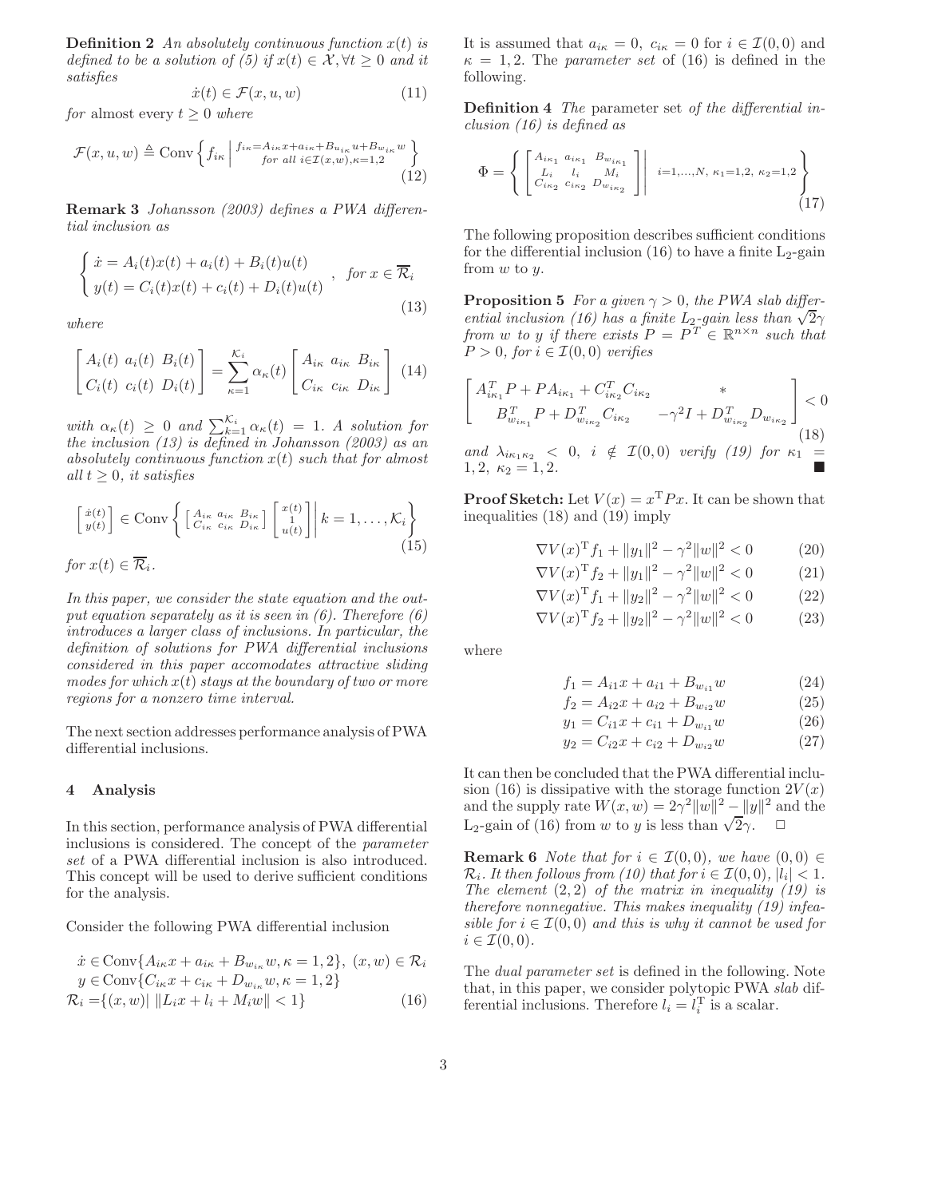**Definition 2** *An absolutely continuous function $x(t)$ is defined to be a solution of (5) if $x(t) \in \mathcal{X}, \forall t \geq 0$ and it satisfies*

$$\dot{x}(t) \in \mathcal{F}(x, u, w) \tag{11}$$

*for* almost every $t \geq 0$ *where*

$$\mathcal{F}(x, u, w) \triangleq \text{Conv}\left\{ f_{i\kappa} \,\middle|\, \begin{smallmatrix} f_{i\kappa} = A_{i\kappa}x + a_{i\kappa} + B_{u_{i\kappa}}u + B_{w_{i\kappa}}w \\ \text{for all } i \in \mathcal{I}(x,w), \kappa = 1,2 \end{smallmatrix} \right\} \tag{12}$$

**Remark 3** *Johansson (2003) defines a PWA differential inclusion as*

$$\begin{cases} \dot{x} = A_i(t)x(t) + a_i(t) + B_i(t)u(t) \\ y(t) = C_i(t)x(t) + c_i(t) + D_i(t)u(t) \end{cases}, \quad \text{for } x \in \overline{\mathcal{R}}_i \tag{13}$$

*where*

$$\begin{bmatrix} A_i(t) & a_i(t) & B_i(t) \\ C_i(t) & c_i(t) & D_i(t) \end{bmatrix} = \sum_{\kappa=1}^{\mathcal{K}_i} \alpha_\kappa(t) \begin{bmatrix} A_{i\kappa} & a_{i\kappa} & B_{i\kappa} \\ C_{i\kappa} & c_{i\kappa} & D_{i\kappa} \end{bmatrix} \tag{14}$$

*with $\alpha_\kappa(t) \geq 0$ and $\sum_{k=1}^{\mathcal{K}_i} \alpha_\kappa(t) = 1$. A solution for the inclusion (13) is defined in Johansson (2003) as an absolutely continuous function $x(t)$ such that for almost all $t \geq 0$, it satisfies*

$$\begin{bmatrix} \dot{x}(t) \\ y(t) \end{bmatrix} \in \text{Conv}\left\{ \begin{bmatrix} A_{i\kappa} & a_{i\kappa} & B_{i\kappa} \\ C_{i\kappa} & c_{i\kappa} & D_{i\kappa} \end{bmatrix} \begin{bmatrix} x(t) \\ 1 \\ u(t) \end{bmatrix} \,\middle|\, k = 1, \ldots, \mathcal{K}_i \right\} \tag{15}$$

*for $x(t) \in \overline{\mathcal{R}}_i$.*

*In this paper, we consider the state equation and the output equation separately as it is seen in (6). Therefore (6) introduces a larger class of inclusions. In particular, the definition of solutions for PWA differential inclusions considered in this paper accomodates attractive sliding modes for which $x(t)$ stays at the boundary of two or more regions for a nonzero time interval.*

The next section addresses performance analysis of PWA differential inclusions.

## 4 Analysis

In this section, performance analysis of PWA differential inclusions is considered. The concept of the *parameter set* of a PWA differential inclusion is also introduced. This concept will be used to derive sufficient conditions for the analysis.

Consider the following PWA differential inclusion

$$\begin{aligned} &\dot{x} \in \text{Conv}\{A_{i\kappa}x + a_{i\kappa} + B_{w_{i\kappa}}w, \kappa = 1,2\},\ (x,w) \in \mathcal{R}_i \\ &y \in \text{Conv}\{C_{i\kappa}x + c_{i\kappa} + D_{w_{i\kappa}}w, \kappa = 1,2\} \\ &\mathcal{R}_i = \{(x,w) |\ \|L_i x + l_i + M_i w\| < 1\} \end{aligned} \tag{16}$$

It is assumed that $a_{i\kappa} = 0,\ c_{i\kappa} = 0$ for $i \in \mathcal{I}(0,0)$ and $\kappa = 1,2$. The *parameter set* of (16) is defined in the following.

**Definition 4** *The* parameter set *of the differential inclusion (16) is defined as*

$$\Phi = \left\{ \begin{bmatrix} A_{i\kappa_1} & a_{i\kappa_1} & B_{w_{i\kappa_1}} \\ L_i & l_i & M_i \\ C_{i\kappa_2} & c_{i\kappa_2} & D_{w_{i\kappa_2}} \end{bmatrix} \,\middle|\, i = 1, \ldots, N,\ \kappa_1 = 1,2,\ \kappa_2 = 1,2 \right\} \tag{17}$$

The following proposition describes sufficient conditions for the differential inclusion (16) to have a finite $\text{L}_2$-gain less than $\gamma$ from $w$ to $y$.

**Proposition 5** *For a given $\gamma > 0$, the PWA slab differential inclusion (16) has a finite $L_2$-gain less than $\sqrt{2}\gamma$ from $w$ to $y$ if there exists $P = P^T \in \mathbb{R}^{n \times n}$ such that $P > 0$, for $i \in \mathcal{I}(0,0)$ verifies*

$$\begin{bmatrix} A_{i\kappa_1}^T P + PA_{i\kappa_1} + C_{i\kappa_2}^T C_{i\kappa_2} & * \\ B_{w_{i\kappa_1}}^T P + D_{w_{i\kappa_2}}^T C_{i\kappa_2} & -\gamma^2 I + D_{w_{i\kappa_2}}^T D_{w_{i\kappa_2}} \end{bmatrix} < 0 \tag{18}$$

*and $\lambda_{i\kappa_1\kappa_2} < 0,\ i \notin \mathcal{I}(0,0)$ verify (19) for $\kappa_1 = 1,2,\ \kappa_2 = 1,2$.* ■

**Proof Sketch:** Let $V(x) = x^{\text{T}}Px$. It can be shown that inequalities (18) and (19) imply

$$\nabla V(x)^{\text{T}} f_1 + \|y_1\|^2 - \gamma^2\|w\|^2 < 0 \tag{20}$$

$$\nabla V(x)^{\text{T}} f_2 + \|y_1\|^2 - \gamma^2\|w\|^2 < 0 \tag{21}$$

$$\nabla V(x)^{\text{T}} f_1 + \|y_2\|^2 - \gamma^2\|w\|^2 < 0 \tag{22}$$

$$\nabla V(x)^{\text{T}} f_2 + \|y_2\|^2 - \gamma^2\|w\|^2 < 0 \tag{23}$$

where

$$f_1 = A_{i1}x + a_{i1} + B_{w_{i1}}w \tag{24}$$

$$f_2 = A_{i2}x + a_{i2} + B_{w_{i2}}w \tag{25}$$

$$y_1 = C_{i1}x + c_{i1} + D_{w_{i1}}w \tag{26}$$

$$y_2 = C_{i2}x + c_{i2} + D_{w_{i2}}w \tag{27}$$

It can then be concluded that the PWA differential inclusion (16) is dissipative with the storage function $2V(x)$ and the supply rate $W(x,w) = 2\gamma^2\|w\|^2 - \|y\|^2$ and the $\text{L}_2$-gain of (16) from $w$ to $y$ is less than $\sqrt{2}\gamma$. □

**Remark 6** *Note that for $i \in \mathcal{I}(0,0)$, we have $(0,0) \in \mathcal{R}_i$. It then follows from (10) that for $i \in \mathcal{I}(0,0)$, $|l_i| < 1$. The element $(2,2)$ of the matrix in inequality (19) is therefore nonnegative. This makes inequality (19) infeasible for $i \in \mathcal{I}(0,0)$ and this is why it cannot be used for $i \in \mathcal{I}(0,0)$.*

The *dual parameter set* is defined in the following. Note that, in this paper, we consider polytopic PWA *slab* differential inclusions. Therefore $l_i = l_i^{\text{T}}$ is a scalar.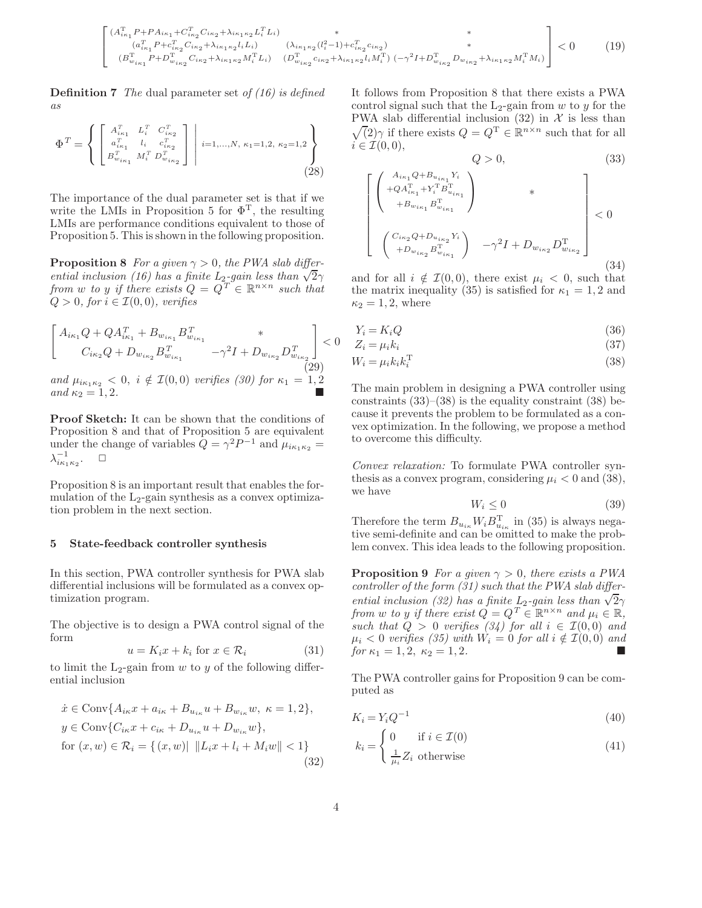$$
\begin{bmatrix}
(A_{i\kappa_1}^{\mathrm{T}}P+PA_{i\kappa_1}+C_{i\kappa_2}^{T}C_{i\kappa_2}+\lambda_{i\kappa_1\kappa_2}L_i^{T}L_i) & * & * \\
(a_{i\kappa_1}^{T}P+c_{i\kappa_2}^{T}C_{i\kappa_2}+\lambda_{i\kappa_1\kappa_2}l_iL_i) & (\lambda_{i\kappa_1\kappa_2}(l_i^2-1)+c_{i\kappa_2}^{T}c_{i\kappa_2}) & * \\
(B_{w_{i\kappa_1}}^{\mathrm{T}}P+D_{w_{i\kappa_2}}^{\mathrm{T}}C_{i\kappa_2}+\lambda_{i\kappa_1\kappa_2}M_i^{\mathrm{T}}L_i) & (D_{w_{i\kappa_2}}^{\mathrm{T}}c_{i\kappa_2}+\lambda_{i\kappa_1\kappa_2}l_iM_i^{\mathrm{T}}) & (-\gamma^2I+D_{w_{i\kappa_2}}^{\mathrm{T}}D_{w_{i\kappa_2}}+\lambda_{i\kappa_1\kappa_2}M_i^{\mathrm{T}}M_i)
\end{bmatrix} < 0 \tag{19}
$$

**Definition 7** *The* dual parameter set *of (16) is defined as*

$$
\Phi^T = \left\{ \begin{bmatrix} A_{i\kappa_1}^T & L_i^T & C_{i\kappa_2}^T \\ a_{i\kappa_1}^T & l_i & c_{i\kappa_2}^T \\ B_{w_{i\kappa_1}}^T & M_i^T & D_{w_{i\kappa_2}}^T \end{bmatrix} \middle| \; i=1,\ldots,N,\ \kappa_1=1,2,\ \kappa_2=1,2 \right\} \tag{28}
$$

The importance of the dual parameter set is that if we write the LMIs in Proposition 5 for $\Phi^{\mathrm{T}}$, the resulting LMIs are performance conditions equivalent to those of Proposition 5. This is shown in the following proposition.

**Proposition 8** *For a given $\gamma > 0$, the PWA slab differential inclusion (16) has a finite $L_2$-gain less than $\sqrt{2}\gamma$ from $w$ to $y$ if there exists $Q = Q^T \in \mathbb{R}^{n\times n}$ such that $Q > 0$, for $i \in \mathcal{I}(0,0)$, verifies*

$$
\begin{bmatrix} A_{i\kappa_1}Q + QA_{i\kappa_1}^T + B_{w_{i\kappa_1}}B_{w_{i\kappa_1}}^T & * \\ C_{i\kappa_2}Q + D_{w_{i\kappa_2}}B_{w_{i\kappa_1}}^T & -\gamma^2 I + D_{w_{i\kappa_2}}D_{w_{i\kappa_2}}^T \end{bmatrix} < 0 \tag{29}
$$

*and $\mu_{i\kappa_1\kappa_2} < 0$, $i \notin \mathcal{I}(0,0)$ verifies (30) for $\kappa_1 = 1,2$ and $\kappa_2 = 1,2$.* ■

**Proof Sketch:** It can be shown that the conditions of Proposition 8 and that of Proposition 5 are equivalent under the change of variables $Q = \gamma^2 P^{-1}$ and $\mu_{i\kappa_1\kappa_2} = \lambda_{i\kappa_1\kappa_2}^{-1}$. □

Proposition 8 is an important result that enables the formulation of the $L_2$-gain synthesis as a convex optimization problem in the next section.

## 5 State-feedback controller synthesis

In this section, PWA controller synthesis for PWA slab differential inclusions will be formulated as a convex optimization program.

The objective is to design a PWA control signal of the form

$$
u = K_i x + k_i \text{ for } x \in \mathcal{R}_i \tag{31}
$$

to limit the $L_2$-gain from $w$ to $y$ of the following differential inclusion

$$
\begin{aligned}
&\dot{x} \in \mathrm{Conv}\{A_{i\kappa}x + a_{i\kappa} + B_{u_{i\kappa}}u + B_{w_{i\kappa}}w,\ \kappa = 1,2\}, \\
&y \in \mathrm{Conv}\{C_{i\kappa}x + c_{i\kappa} + D_{u_{i\kappa}}u + D_{w_{i\kappa}}w\}, \\
&\text{for } (x,w) \in \mathcal{R}_i = \{(x,w) |\ \|L_i x + l_i + M_i w\| < 1\}
\end{aligned} \tag{32}
$$

It follows from Proposition 8 that there exists a PWA control signal such that the $L_2$-gain from $w$ to $y$ for the PWA slab differential inclusion (32) in $\mathcal{X}$ is less than $\sqrt{(2)}\gamma$ if there exists $Q = Q^{\mathrm{T}} \in \mathbb{R}^{n\times n}$ such that for all $i \in \mathcal{I}(0,0)$,

$$
Q > 0, \tag{33}
$$

$$
\begin{bmatrix} \begin{pmatrix} A_{i\kappa_1}Q + B_{u_{i\kappa_1}}Y_i \\ +QA_{i\kappa_1}^{\mathrm{T}} + Y_i^{\mathrm{T}}B_{u_{i\kappa_1}}^{\mathrm{T}} \\ +B_{w_{i\kappa_1}}B_{w_{i\kappa_1}}^{\mathrm{T}} \end{pmatrix} & * \\ \begin{pmatrix} C_{i\kappa_2}Q + D_{u_{i\kappa_2}}Y_i \\ +D_{w_{i\kappa_2}}B_{w_{i\kappa_1}}^{\mathrm{T}} \end{pmatrix} & -\gamma^2 I + D_{w_{i\kappa_2}}D_{w_{i\kappa_2}}^{\mathrm{T}} \end{bmatrix} < 0 \tag{34}
$$

and for all $i \notin \mathcal{I}(0,0)$, there exist $\mu_i < 0$, such that the matrix inequality (35) is satisfied for $\kappa_1 = 1,2$ and $\kappa_2 = 1,2$, where

$$
Y_i = K_i Q \tag{36}
$$
$$
Z_i = \mu_i k_i \tag{37}
$$
$$
W_i = \mu_i k_i k_i^{\mathrm{T}} \tag{38}
$$

The main problem in designing a PWA controller using constraints (33)–(38) is the equality constraint (38) because it prevents the problem to be formulated as a convex optimization. In the following, we propose a method to overcome this difficulty.

*Convex relaxation:* To formulate PWA controller synthesis as a convex program, considering $\mu_i < 0$ and (38), we have

$$
W_i \leq 0 \tag{39}
$$

Therefore the term $B_{u_{i\kappa}} W_i B_{u_{i\kappa}}^{\mathrm{T}}$ in (35) is always negative semi-definite and can be omitted to make the problem convex. This idea leads to the following proposition.

**Proposition 9** *For a given $\gamma > 0$, there exists a PWA controller of the form (31) such that the PWA slab differential inclusion (32) has a finite $L_2$-gain less than $\sqrt{2}\gamma$ from $w$ to $y$ if there exist $Q = Q^T \in \mathbb{R}^{n\times n}$ and $\mu_i \in \mathbb{R}$, such that $Q > 0$ verifies (34) for all $i \in \mathcal{I}(0,0)$ and $\mu_i < 0$ verifies (35) with $W_i = 0$ for all $i \notin \mathcal{I}(0,0)$ and for $\kappa_1 = 1,2$, $\kappa_2 = 1,2$.* ■

The PWA controller gains for Proposition 9 can be computed as

$$
K_i = Y_i Q^{-1} \tag{40}
$$

$$
k_i = \begin{cases} 0 & \text{if } i \in \mathcal{I}(0) \\ \frac{1}{\mu_i} Z_i & \text{otherwise} \end{cases} \tag{41}
$$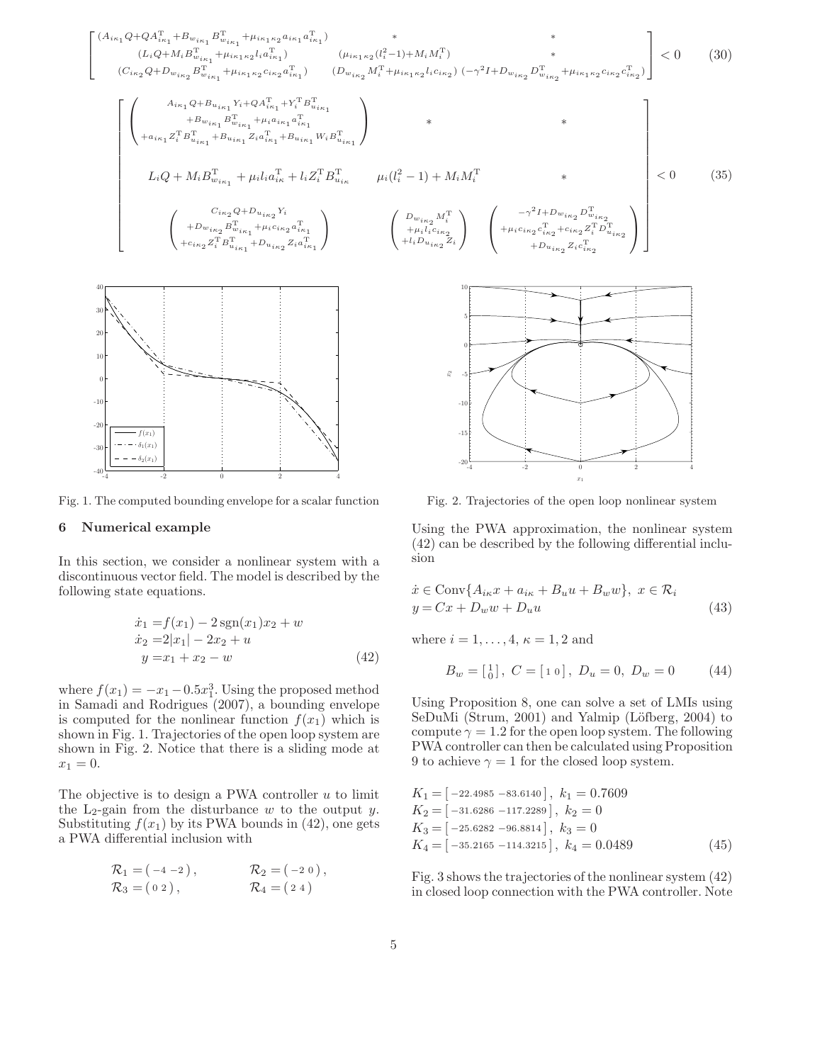$$
\begin{bmatrix}
(A_{i\kappa_1}Q+QA_{i\kappa_1}^{\mathrm{T}}+B_{w_{i\kappa_1}}B_{w_{i\kappa_1}}^{\mathrm{T}}+\mu_{i\kappa_1\kappa_2}a_{i\kappa_1}a_{i\kappa_1}^{\mathrm{T}}) & * & * \\
(L_iQ+M_iB_{w_{i\kappa_1}}^{\mathrm{T}}+\mu_{i\kappa_1\kappa_2}l_ia_{i\kappa_1}^{\mathrm{T}}) & (\mu_{i\kappa_1\kappa_2}(l_i^2-1)+M_iM_i^{\mathrm{T}}) & * \\
(C_{i\kappa_2}Q+D_{w_{i\kappa_2}}B_{w_{i\kappa_1}}^{\mathrm{T}}+\mu_{i\kappa_1\kappa_2}c_{i\kappa_2}a_{i\kappa_1}^{\mathrm{T}}) & (D_{w_{i\kappa_2}}M_i^{\mathrm{T}}+\mu_{i\kappa_1\kappa_2}l_ic_{i\kappa_2}) & (-\gamma^2I+D_{w_{i\kappa_2}}D_{w_{i\kappa_2}}^{\mathrm{T}}+\mu_{i\kappa_1\kappa_2}c_{i\kappa_2}c_{i\kappa_2}^{\mathrm{T}})
\end{bmatrix} < 0 \qquad (30)
$$

$$
\begin{bmatrix}
\begin{pmatrix} A_{i\kappa_1}Q+B_{u_{i\kappa_1}}Y_i+QA_{i\kappa_1}^{\mathrm{T}}+Y_i^{\mathrm{T}}B_{u_{i\kappa_1}}^{\mathrm{T}} \\ +B_{w_{i\kappa_1}}B_{w_{i\kappa_1}}^{\mathrm{T}}+\mu_ia_{i\kappa_1}a_{i\kappa_1}^{\mathrm{T}} \\ +a_{i\kappa_1}Z_i^{\mathrm{T}}B_{u_{i\kappa_1}}^{\mathrm{T}}+B_{u_{i\kappa_1}}Z_ia_{i\kappa_1}^{\mathrm{T}}+B_{u_{i\kappa_1}}W_iB_{u_{i\kappa_1}}^{\mathrm{T}} \end{pmatrix} & * & * \\
L_iQ+M_iB_{w_{i\kappa_1}}^{\mathrm{T}}+\mu_il_ia_{i\kappa}^{\mathrm{T}}+l_iZ_i^{\mathrm{T}}B_{u_{i\kappa}}^{\mathrm{T}} & \mu_i(l_i^2-1)+M_iM_i^{\mathrm{T}} & * \\
\begin{pmatrix} C_{i\kappa_2}Q+D_{u_{i\kappa_2}}Y_i \\ +D_{w_{i\kappa_2}}B_{w_{i\kappa_1}}^{\mathrm{T}}+\mu_ic_{i\kappa_2}a_{i\kappa_1}^{\mathrm{T}} \\ +c_{i\kappa_2}Z_i^{\mathrm{T}}B_{u_{i\kappa_1}}^{\mathrm{T}}+D_{u_{i\kappa_2}}Z_ia_{i\kappa_1}^{\mathrm{T}} \end{pmatrix} & \begin{pmatrix} D_{w_{i\kappa_2}}M_i^{\mathrm{T}} \\ +\mu_il_ic_{i\kappa_2} \\ +l_iD_{u_{i\kappa_2}}Z_i \end{pmatrix} & \begin{pmatrix} -\gamma^2I+D_{w_{i\kappa_2}}D_{w_{i\kappa_2}}^{\mathrm{T}} \\ +\mu_ic_{i\kappa_2}c_{i\kappa_2}^{\mathrm{T}}+c_{i\kappa_2}Z_i^{\mathrm{T}}D_{u_{i\kappa_2}}^{\mathrm{T}} \\ +D_{u_{i\kappa_2}}Z_ic_{i\kappa_2}^{\mathrm{T}} \end{pmatrix}
\end{bmatrix} < 0 \qquad (35)
$$

Fig. 1. The computed bounding envelope for a scalar function

Fig. 2. Trajectories of the open loop nonlinear system

## 6 Numerical example

In this section, we consider a nonlinear system with a discontinuous vector field. The model is described by the following state equations.

$$
\begin{aligned}
\dot{x}_1 &= f(x_1) - 2\,\mathrm{sgn}(x_1)x_2 + w \\
\dot{x}_2 &= 2|x_1| - 2x_2 + u \\
y &= x_1 + x_2 - w
\end{aligned} \qquad (42)
$$

where $f(x_1) = -x_1 - 0.5x_1^3$. Using the proposed method in Samadi and Rodrigues (2007), a bounding envelope is computed for the nonlinear function $f(x_1)$ which is shown in Fig. 1. Trajectories of the open loop system are shown in Fig. 2. Notice that there is a sliding mode at $x_1 = 0$.

The objective is to design a PWA controller $u$ to limit the L$_2$-gain from the disturbance $w$ to the output $y$. Substituting $f(x_1)$ by its PWA bounds in (42), one gets a PWA differential inclusion with

$$
\mathcal{R}_1 = (\,-4\ -2\,), \qquad \mathcal{R}_2 = (\,-2\ 0\,),
$$
$$
\mathcal{R}_3 = (\,0\ 2\,), \qquad \mathcal{R}_4 = (\,2\ 4\,)
$$

Using the PWA approximation, the nonlinear system (42) can be described by the following differential inclusion

$$
\begin{aligned}
&\dot{x} \in \mathrm{Conv}\{A_{i\kappa}x + a_{i\kappa} + B_uu + B_ww\},\ x \in \mathcal{R}_i \\
&y = Cx + D_ww + D_uu
\end{aligned} \qquad (43)
$$

where $i = 1, \ldots, 4$, $\kappa = 1, 2$ and

$$
B_w = \begin{bmatrix} 1 \\ 0 \end{bmatrix},\ C = [\,1\ 0\,],\ D_u = 0,\ D_w = 0 \qquad (44)
$$

Using Proposition 8, one can solve a set of LMIs using SeDuMi (Strum, 2001) and Yalmip (Löfberg, 2004) to compute $\gamma = 1.2$ for the open loop system. The following PWA controller can then be calculated using Proposition 9 to achieve $\gamma = 1$ for the closed loop system.

$$
\begin{aligned}
K_1 &= [\,-22.4985\ -83.6140\,],\ k_1 = 0.7609 \\
K_2 &= [\,-31.6286\ -117.2289\,],\ k_2 = 0 \\
K_3 &= [\,-25.6282\ -96.8814\,],\ k_3 = 0 \\
K_4 &= [\,-35.2165\ -114.3215\,],\ k_4 = 0.0489
\end{aligned} \qquad (45)
$$

Fig. 3 shows the trajectories of the nonlinear system (42) in closed loop connection with the PWA controller. Note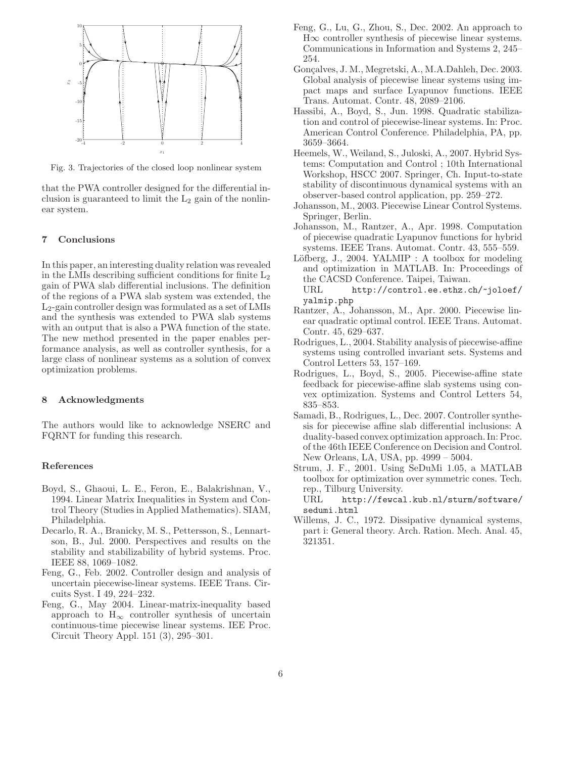10

5

0

-5

-10

-15

-20

$x_2$

-4 -2 0 2 4

$x_1$

Fig. 3. Trajectories of the closed loop nonlinear system

that the PWA controller designed for the differential inclusion is guaranteed to limit the $L_2$ gain of the nonlinear system.

## 7 Conclusions

In this paper, an interesting duality relation was revealed in the LMIs describing sufficient conditions for finite $L_2$ gain of PWA slab differential inclusions. The definition of the regions of a PWA slab system was extended, the $L_2$-gain controller design was formulated as a set of LMIs and the synthesis was extended to PWA slab systems with an output that is also a PWA function of the state. The new method presented in the paper enables performance analysis, as well as controller synthesis, for a large class of nonlinear systems as a solution of convex optimization problems.

## 8 Acknowledgments

The authors would like to acknowledge NSERC and FQRNT for funding this research.

## References

Boyd, S., Ghaoui, L. E., Feron, E., Balakrishnan, V., 1994. Linear Matrix Inequalities in System and Control Theory (Studies in Applied Mathematics). SIAM, Philadelphia.

Decarlo, R. A., Branicky, M. S., Pettersson, S., Lennartson, B., Jul. 2000. Perspectives and results on the stability and stabilizability of hybrid systems. Proc. IEEE 88, 1069–1082.

Feng, G., Feb. 2002. Controller design and analysis of uncertain piecewise-linear systems. IEEE Trans. Circuits Syst. I 49, 224–232.

Feng, G., May 2004. Linear-matrix-inequality based approach to $H_\infty$ controller synthesis of uncertain continuous-time piecewise linear systems. IEE Proc. Circuit Theory Appl. 151 (3), 295–301.

Feng, G., Lu, G., Zhou, S., Dec. 2002. An approach to $H\infty$ controller synthesis of piecewise linear systems. Communications in Information and Systems 2, 245–254.

Gonçalves, J. M., Megretski, A., M.A.Dahleh, Dec. 2003. Global analysis of piecewise linear systems using impact maps and surface Lyapunov functions. IEEE Trans. Automat. Contr. 48, 2089–2106.

Hassibi, A., Boyd, S., Jun. 1998. Quadratic stabilization and control of piecewise-linear systems. In: Proc. American Control Conference. Philadelphia, PA, pp. 3659–3664.

Heemels, W., Weiland, S., Juloski, A., 2007. Hybrid Systems: Computation and Control ; 10th International Workshop, HSCC 2007. Springer, Ch. Input-to-state stability of discontinuous dynamical systems with an observer-based control application, pp. 259–272.

Johansson, M., 2003. Piecewise Linear Control Systems. Springer, Berlin.

Johansson, M., Rantzer, A., Apr. 1998. Computation of piecewise quadratic Lyapunov functions for hybrid systems. IEEE Trans. Automat. Contr. 43, 555–559.

Löfberg, J., 2004. YALMIP : A toolbox for modeling and optimization in MATLAB. In: Proceedings of the CACSD Conference. Taipei, Taiwan. URL `http://control.ee.ethz.ch/~joloef/yalmip.php`

Rantzer, A., Johansson, M., Apr. 2000. Piecewise linear quadratic optimal control. IEEE Trans. Automat. Contr. 45, 629–637.

Rodrigues, L., 2004. Stability analysis of piecewise-affine systems using controlled invariant sets. Systems and Control Letters 53, 157–169.

Rodrigues, L., Boyd, S., 2005. Piecewise-affine state feedback for piecewise-affine slab systems using convex optimization. Systems and Control Letters 54, 835–853.

Samadi, B., Rodrigues, L., Dec. 2007. Controller synthesis for piecewise affine slab differential inclusions: A duality-based convex optimization approach. In: Proc. of the 46th IEEE Conference on Decision and Control. New Orleans, LA, USA, pp. 4999 – 5004.

Strum, J. F., 2001. Using SeDuMi 1.05, a MATLAB toolbox for optimization over symmetric cones. Tech. rep., Tilburg University. URL `http://fewcal.kub.nl/sturm/software/sedumi.html`

Willems, J. C., 1972. Dissipative dynamical systems, part i: General theory. Arch. Ration. Mech. Anal. 45, 321351.